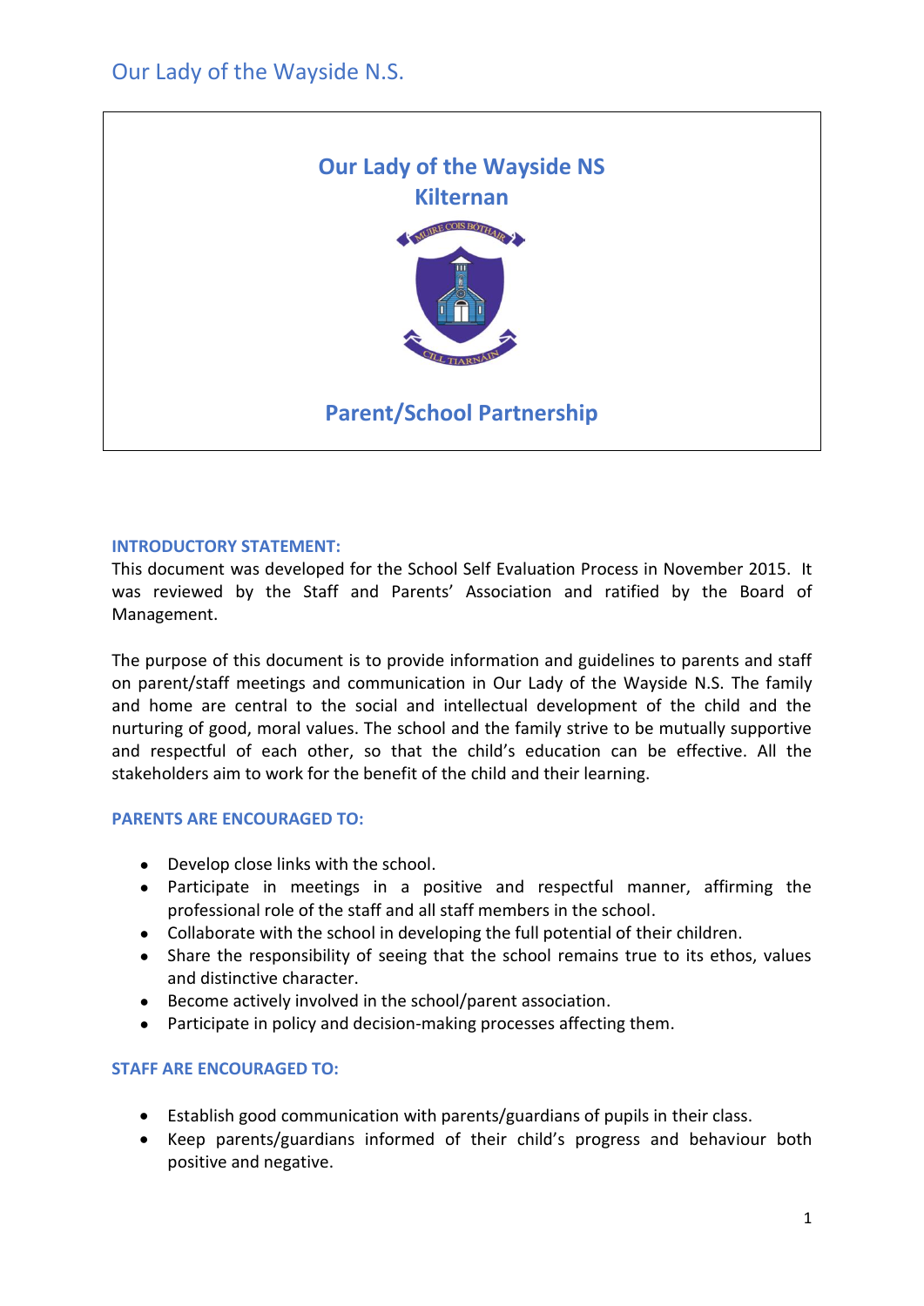# Our Lady of the Wayside NS
## Kilternan

## Parent/School Partnership

### INTRODUCTORY STATEMENT:

This document was developed for the School Self Evaluation Process in November 2015. It was reviewed by the Staff and Parents' Association and ratified by the Board of Management.

The purpose of this document is to provide information and guidelines to parents and staff on parent/staff meetings and communication in Our Lady of the Wayside N.S. The family and home are central to the social and intellectual development of the child and the nurturing of good, moral values. The school and the family strive to be mutually supportive and respectful of each other, so that the child's education can be effective. All the stakeholders aim to work for the benefit of the child and their learning.

### PARENTS ARE ENCOURAGED TO:

- Develop close links with the school.
- Participate in meetings in a positive and respectful manner, affirming the professional role of the staff and all staff members in the school.
- Collaborate with the school in developing the full potential of their children.
- Share the responsibility of seeing that the school remains true to its ethos, values and distinctive character.
- Become actively involved in the school/parent association.
- Participate in policy and decision-making processes affecting them.

### STAFF ARE ENCOURAGED TO:

- Establish good communication with parents/guardians of pupils in their class.
- Keep parents/guardians informed of their child's progress and behaviour both positive and negative.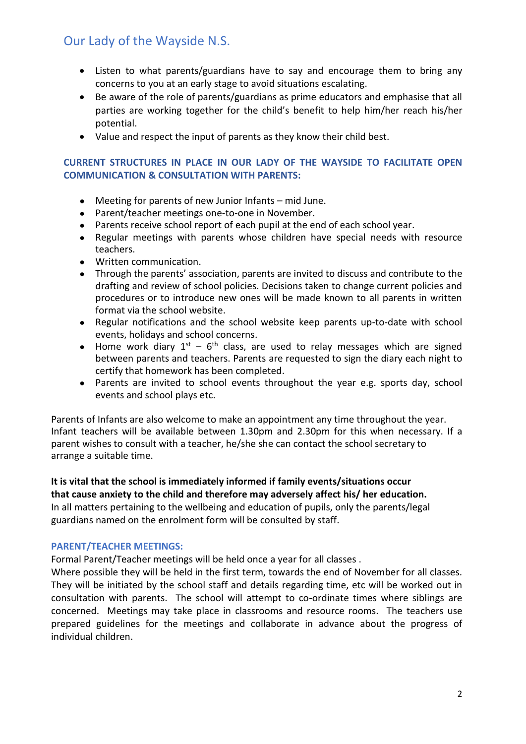- Listen to what parents/guardians have to say and encourage them to bring any concerns to you at an early stage to avoid situations escalating.
- Be aware of the role of parents/guardians as prime educators and emphasise that all parties are working together for the child's benefit to help him/her reach his/her potential.
- Value and respect the input of parents as they know their child best.

### CURRENT STRUCTURES IN PLACE IN OUR LADY OF THE WAYSIDE TO FACILITATE OPEN COMMUNICATION & CONSULTATION WITH PARENTS:

- Meeting for parents of new Junior Infants – mid June.
- Parent/teacher meetings one-to-one in November.
- Parents receive school report of each pupil at the end of each school year.
- Regular meetings with parents whose children have special needs with resource teachers.
- Written communication.
- Through the parents' association, parents are invited to discuss and contribute to the drafting and review of school policies. Decisions taken to change current policies and procedures or to introduce new ones will be made known to all parents in written format via the school website.
- Regular notifications and the school website keep parents up-to-date with school events, holidays and school concerns.
- Home work diary 1st – 6th class, are used to relay messages which are signed between parents and teachers. Parents are requested to sign the diary each night to certify that homework has been completed.
- Parents are invited to school events throughout the year e.g. sports day, school events and school plays etc.

Parents of Infants are also welcome to make an appointment any time throughout the year. Infant teachers will be available between 1.30pm and 2.30pm for this when necessary. If a parent wishes to consult with a teacher, he/she she can contact the school secretary to arrange a suitable time.

**It is vital that the school is immediately informed if family events/situations occur that cause anxiety to the child and therefore may adversely affect his/ her education.**
In all matters pertaining to the wellbeing and education of pupils, only the parents/legal guardians named on the enrolment form will be consulted by staff.

### PARENT/TEACHER MEETINGS:

Formal Parent/Teacher meetings will be held once a year for all classes .
Where possible they will be held in the first term, towards the end of November for all classes. They will be initiated by the school staff and details regarding time, etc will be worked out in consultation with parents. The school will attempt to co-ordinate times where siblings are concerned. Meetings may take place in classrooms and resource rooms. The teachers use prepared guidelines for the meetings and collaborate in advance about the progress of individual children.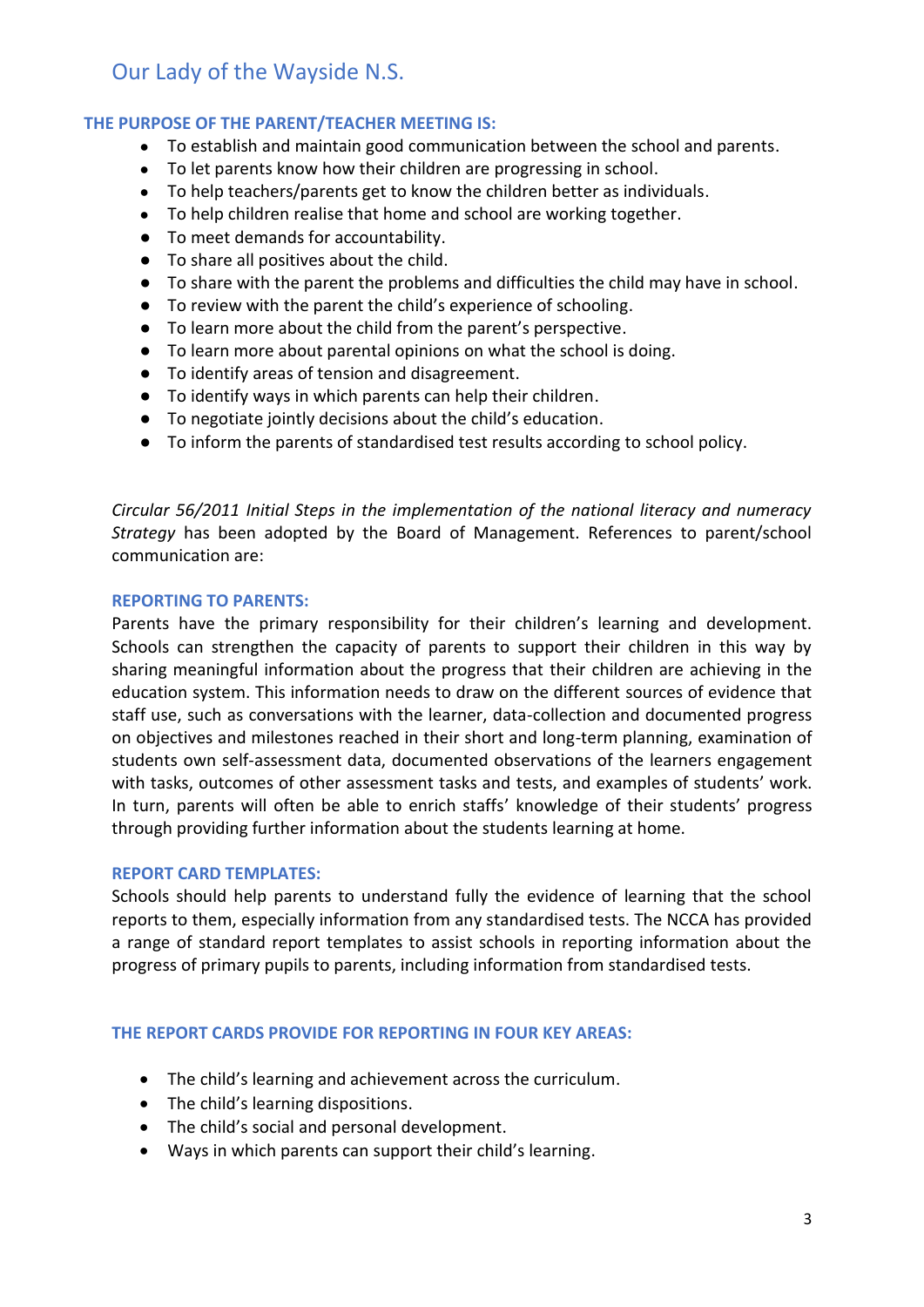# Our Lady of the Wayside N.S.

## THE PURPOSE OF THE PARENT/TEACHER MEETING IS:

- To establish and maintain good communication between the school and parents.
- To let parents know how their children are progressing in school.
- To help teachers/parents get to know the children better as individuals.
- To help children realise that home and school are working together.
- To meet demands for accountability.
- To share all positives about the child.
- To share with the parent the problems and difficulties the child may have in school.
- To review with the parent the child's experience of schooling.
- To learn more about the child from the parent's perspective.
- To learn more about parental opinions on what the school is doing.
- To identify areas of tension and disagreement.
- To identify ways in which parents can help their children.
- To negotiate jointly decisions about the child's education.
- To inform the parents of standardised test results according to school policy.

*Circular 56/2011 Initial Steps in the implementation of the national literacy and numeracy Strategy* has been adopted by the Board of Management. References to parent/school communication are:

## REPORTING TO PARENTS:

Parents have the primary responsibility for their children's learning and development. Schools can strengthen the capacity of parents to support their children in this way by sharing meaningful information about the progress that their children are achieving in the education system. This information needs to draw on the different sources of evidence that staff use, such as conversations with the learner, data-collection and documented progress on objectives and milestones reached in their short and long-term planning, examination of students own self-assessment data, documented observations of the learners engagement with tasks, outcomes of other assessment tasks and tests, and examples of students' work. In turn, parents will often be able to enrich staffs' knowledge of their students' progress through providing further information about the students learning at home.

## REPORT CARD TEMPLATES:

Schools should help parents to understand fully the evidence of learning that the school reports to them, especially information from any standardised tests. The NCCA has provided a range of standard report templates to assist schools in reporting information about the progress of primary pupils to parents, including information from standardised tests.

## THE REPORT CARDS PROVIDE FOR REPORTING IN FOUR KEY AREAS:

- The child's learning and achievement across the curriculum.
- The child's learning dispositions.
- The child's social and personal development.
- Ways in which parents can support their child's learning.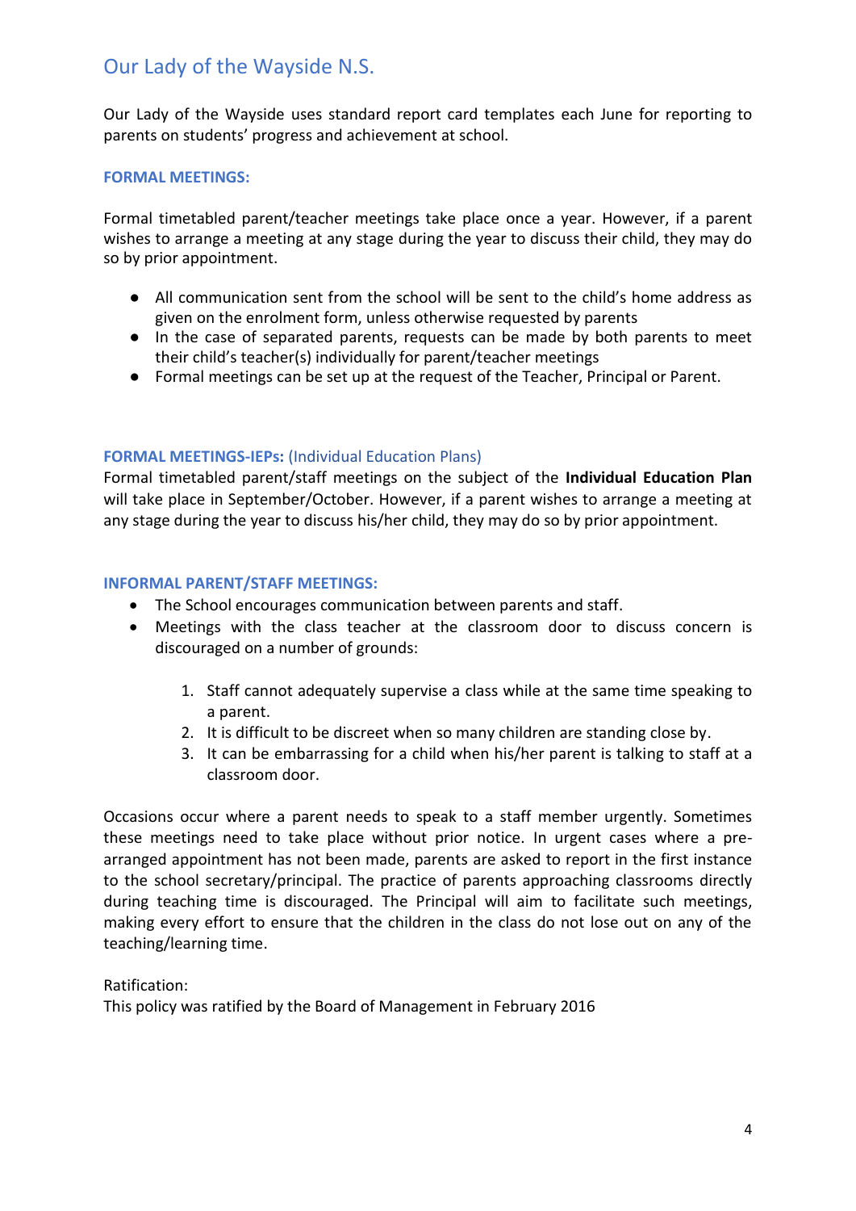## Our Lady of the Wayside N.S.

Our Lady of the Wayside uses standard report card templates each June for reporting to parents on students' progress and achievement at school.

### FORMAL MEETINGS:

Formal timetabled parent/teacher meetings take place once a year. However, if a parent wishes to arrange a meeting at any stage during the year to discuss their child, they may do so by prior appointment.

- All communication sent from the school will be sent to the child's home address as given on the enrolment form, unless otherwise requested by parents
- In the case of separated parents, requests can be made by both parents to meet their child's teacher(s) individually for parent/teacher meetings
- Formal meetings can be set up at the request of the Teacher, Principal or Parent.

### FORMAL MEETINGS-IEPs: (Individual Education Plans)

Formal timetabled parent/staff meetings on the subject of the **Individual Education Plan** will take place in September/October. However, if a parent wishes to arrange a meeting at any stage during the year to discuss his/her child, they may do so by prior appointment.

### INFORMAL PARENT/STAFF MEETINGS:

- The School encourages communication between parents and staff.
- Meetings with the class teacher at the classroom door to discuss concern is discouraged on a number of grounds:

  1. Staff cannot adequately supervise a class while at the same time speaking to a parent.
  2. It is difficult to be discreet when so many children are standing close by.
  3. It can be embarrassing for a child when his/her parent is talking to staff at a classroom door.

Occasions occur where a parent needs to speak to a staff member urgently. Sometimes these meetings need to take place without prior notice. In urgent cases where a pre-arranged appointment has not been made, parents are asked to report in the first instance to the school secretary/principal. The practice of parents approaching classrooms directly during teaching time is discouraged. The Principal will aim to facilitate such meetings, making every effort to ensure that the children in the class do not lose out on any of the teaching/learning time.

Ratification:
This policy was ratified by the Board of Management in February 2016